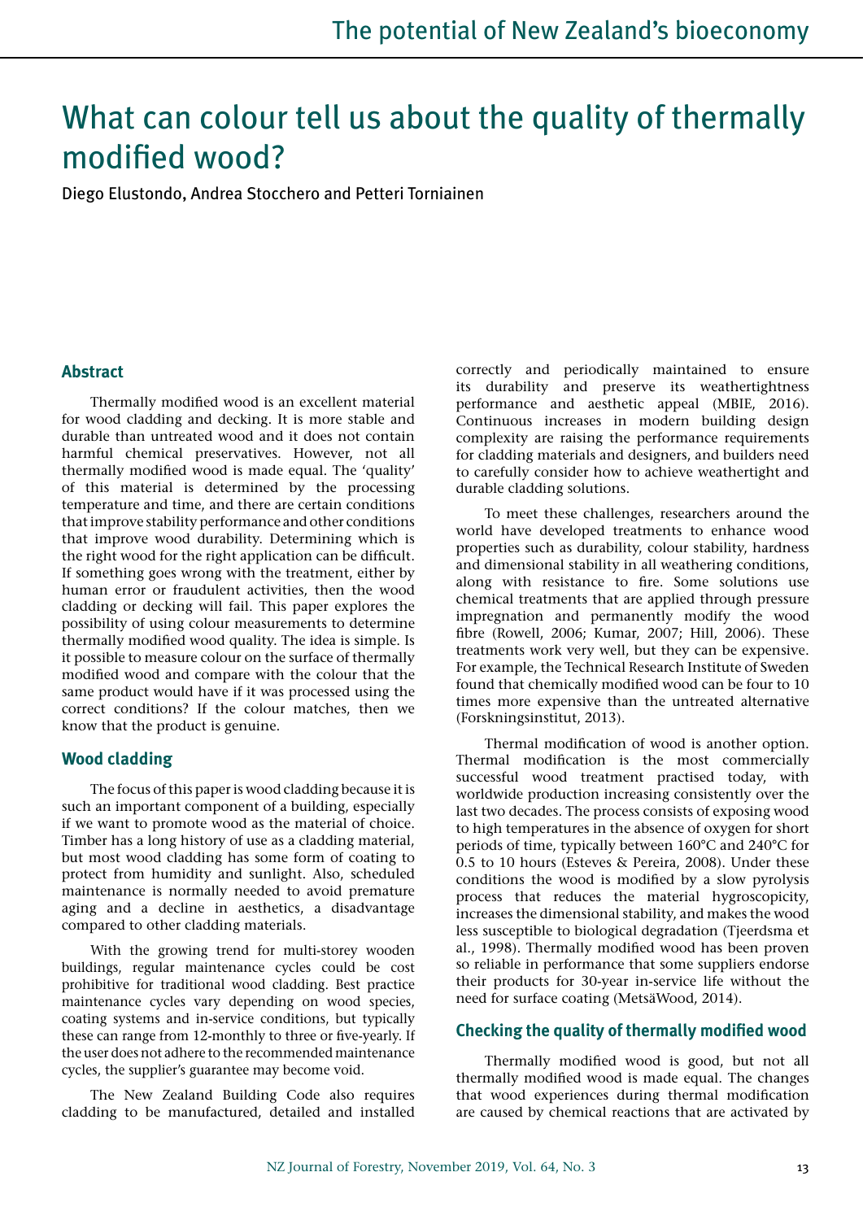# What can colour tell us about the quality of thermally modified wood?

Diego Elustondo, Andrea Stocchero and Petteri Torniainen

## Abstract

Thermally modified wood is an excellent material for wood cladding and decking. It is more stable and durable than untreated wood and it does not contain harmful chemical preservatives. However, not all thermally modified wood is made equal. The 'quality' of this material is determined by the processing temperature and time, and there are certain conditions that improve stability performance and other conditions that improve wood durability. Determining which is the right wood for the right application can be difficult. If something goes wrong with the treatment, either by human error or fraudulent activities, then the wood cladding or decking will fail. This paper explores the possibility of using colour measurements to determine thermally modified wood quality. The idea is simple. Is it possible to measure colour on the surface of thermally modified wood and compare with the colour that the same product would have if it was processed using the correct conditions? If the colour matches, then we know that the product is genuine.

## Wood cladding

The focus of this paper is wood cladding because it is such an important component of a building, especially if we want to promote wood as the material of choice. Timber has a long history of use as a cladding material, but most wood cladding has some form of coating to protect from humidity and sunlight. Also, scheduled maintenance is normally needed to avoid premature aging and a decline in aesthetics, a disadvantage compared to other cladding materials.

With the growing trend for multi-storey wooden buildings, regular maintenance cycles could be cost prohibitive for traditional wood cladding. Best practice maintenance cycles vary depending on wood species, coating systems and in-service conditions, but typically these can range from 12-monthly to three or five-yearly. If the user does not adhere to the recommended maintenance cycles, the supplier's guarantee may become void.

The New Zealand Building Code also requires cladding to be manufactured, detailed and installed correctly and periodically maintained to ensure its durability and preserve its weathertightness performance and aesthetic appeal (MBIE, 2016). Continuous increases in modern building design complexity are raising the performance requirements for cladding materials and designers, and builders need to carefully consider how to achieve weathertight and durable cladding solutions.

To meet these challenges, researchers around the world have developed treatments to enhance wood properties such as durability, colour stability, hardness and dimensional stability in all weathering conditions, along with resistance to fire. Some solutions use chemical treatments that are applied through pressure impregnation and permanently modify the wood fibre (Rowell, 2006; Kumar, 2007; Hill, 2006). These treatments work very well, but they can be expensive. For example, the Technical Research Institute of Sweden found that chemically modified wood can be four to 10 times more expensive than the untreated alternative (Forskningsinstitut, 2013).

Thermal modification of wood is another option. Thermal modification is the most commercially successful wood treatment practised today, with worldwide production increasing consistently over the last two decades. The process consists of exposing wood to high temperatures in the absence of oxygen for short periods of time, typically between 160°C and 240°C for 0.5 to 10 hours (Esteves & Pereira, 2008). Under these conditions the wood is modified by a slow pyrolysis process that reduces the material hygroscopicity, increases the dimensional stability, and makes the wood less susceptible to biological degradation (Tjeerdsma et al., 1998). Thermally modified wood has been proven so reliable in performance that some suppliers endorse their products for 30-year in-service life without the need for surface coating (MetsäWood, 2014).

## Checking the quality of thermally modified wood

Thermally modified wood is good, but not all thermally modified wood is made equal. The changes that wood experiences during thermal modification are caused by chemical reactions that are activated by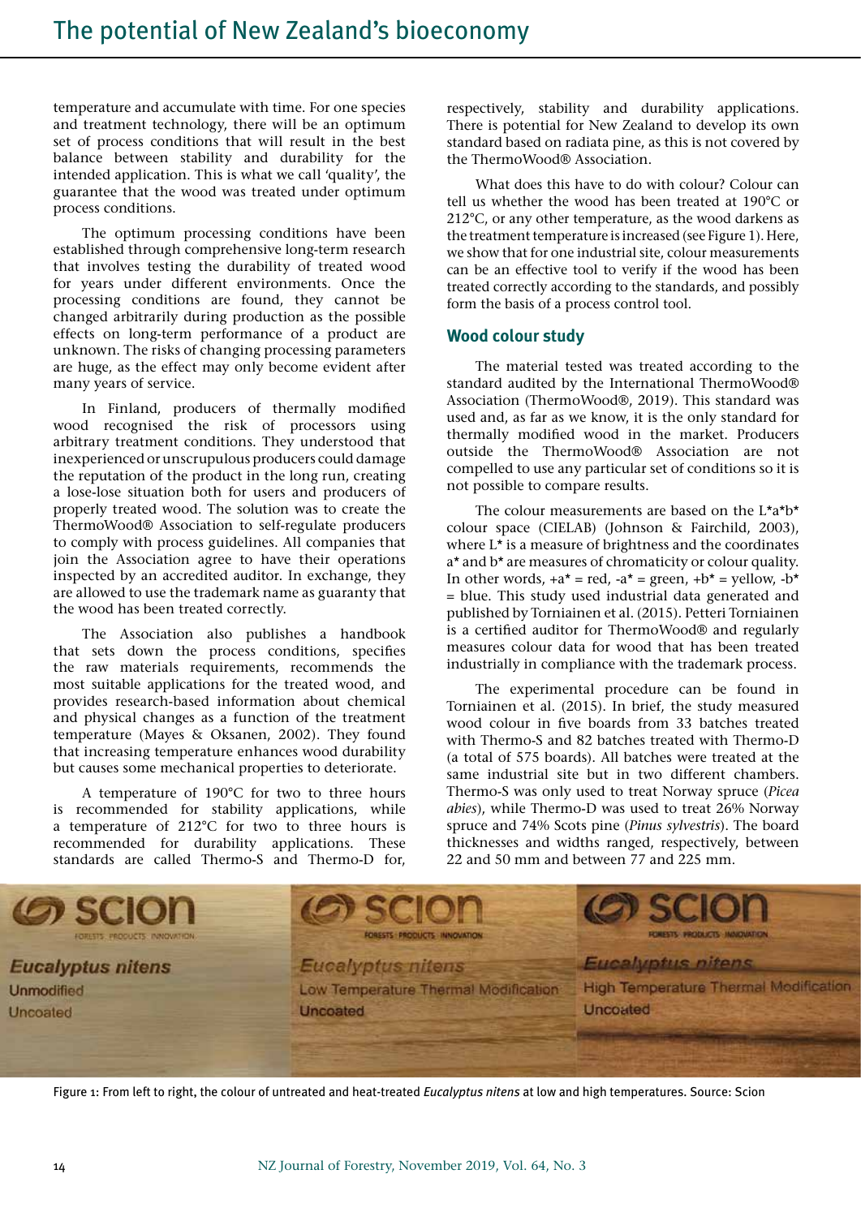temperature and accumulate with time. For one species and treatment technology, there will be an optimum set of process conditions that will result in the best balance between stability and durability for the intended application. This is what we call 'quality', the guarantee that the wood was treated under optimum process conditions.

The optimum processing conditions have been established through comprehensive long-term research that involves testing the durability of treated wood for years under different environments. Once the processing conditions are found, they cannot be changed arbitrarily during production as the possible effects on long-term performance of a product are unknown. The risks of changing processing parameters are huge, as the effect may only become evident after many years of service.

In Finland, producers of thermally modified wood recognised the risk of processors using arbitrary treatment conditions. They understood that inexperienced or unscrupulous producers could damage the reputation of the product in the long run, creating a lose-lose situation both for users and producers of properly treated wood. The solution was to create the ThermoWood® Association to self-regulate producers to comply with process guidelines. All companies that join the Association agree to have their operations inspected by an accredited auditor. In exchange, they are allowed to use the trademark name as guaranty that the wood has been treated correctly.

The Association also publishes a handbook that sets down the process conditions, specifies the raw materials requirements, recommends the most suitable applications for the treated wood, and provides research-based information about chemical and physical changes as a function of the treatment temperature (Mayes & Oksanen, 2002). They found that increasing temperature enhances wood durability but causes some mechanical properties to deteriorate.

A temperature of 190°C for two to three hours is recommended for stability applications, while a temperature of 212°C for two to three hours is recommended for durability applications. These standards are called Thermo-S and Thermo-D for, respectively, stability and durability applications. There is potential for New Zealand to develop its own standard based on radiata pine, as this is not covered by the ThermoWood® Association.

What does this have to do with colour? Colour can tell us whether the wood has been treated at 190°C or 212°C, or any other temperature, as the wood darkens as the treatment temperature is increased (see Figure 1). Here, we show that for one industrial site, colour measurements can be an effective tool to verify if the wood has been treated correctly according to the standards, and possibly form the basis of a process control tool.

## Wood colour study

The material tested was treated according to the standard audited by the International ThermoWood® Association (ThermoWood®, 2019). This standard was used and, as far as we know, it is the only standard for thermally modified wood in the market. Producers outside the ThermoWood® Association are not compelled to use any particular set of conditions so it is not possible to compare results.

The colour measurements are based on the L*a*b* colour space (CIELAB) (Johnson & Fairchild, 2003), where L* is a measure of brightness and the coordinates a* and b* are measures of chromaticity or colour quality. In other words, +a* = red, -a* = green, +b* = yellow, -b* = blue. This study used industrial data generated and published by Torniainen et al. (2015). Petteri Torniainen is a certified auditor for ThermoWood® and regularly measures colour data for wood that has been treated industrially in compliance with the trademark process.

The experimental procedure can be found in Torniainen et al. (2015). In brief, the study measured wood colour in five boards from 33 batches treated with Thermo-S and 82 batches treated with Thermo-D (a total of 575 boards). All batches were treated at the same industrial site but in two different chambers. Thermo-S was only used to treat Norway spruce (*Picea abies*), while Thermo-D was used to treat 26% Norway spruce and 74% Scots pine (*Pinus sylvestris*). The board thicknesses and widths ranged, respectively, between 22 and 50 mm and between 77 and 225 mm.

Figure 1: From left to right, the colour of untreated and heat-treated *Eucalyptus nitens* at low and high temperatures. Source: Scion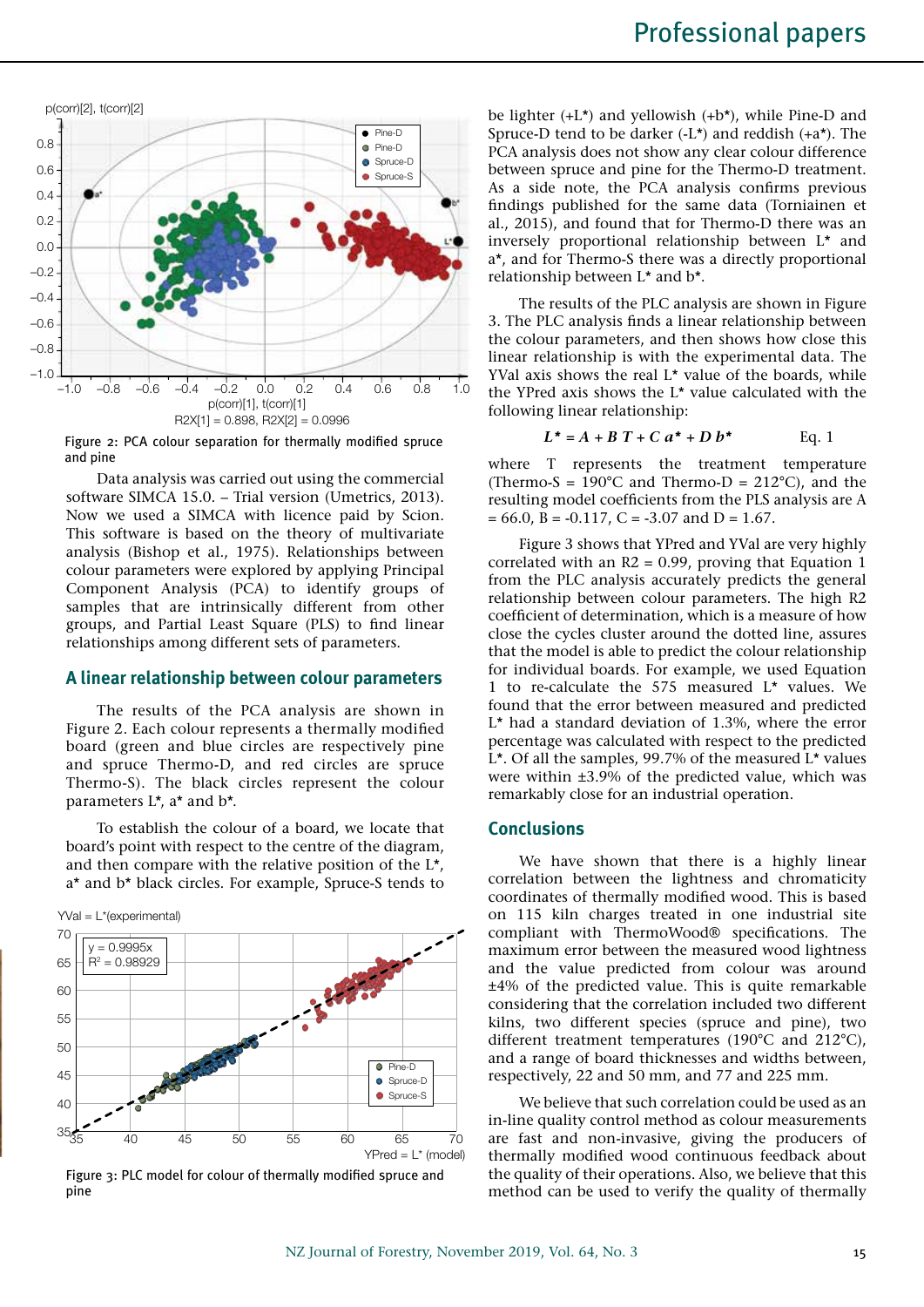Figure 2: PCA colour separation for thermally modified spruce and pine

Data analysis was carried out using the commercial software SIMCA 15.0. – Trial version (Umetrics, 2013). Now we used a SIMCA with licence paid by Scion. This software is based on the theory of multivariate analysis (Bishop et al., 1975). Relationships between colour parameters were explored by applying Principal Component Analysis (PCA) to identify groups of samples that are intrinsically different from other groups, and Partial Least Square (PLS) to find linear relationships among different sets of parameters.

## A linear relationship between colour parameters

The results of the PCA analysis are shown in Figure 2. Each colour represents a thermally modified board (green and blue circles are respectively pine and spruce Thermo-D, and red circles are spruce Thermo-S). The black circles represent the colour parameters L*, a* and b*.

To establish the colour of a board, we locate that board's point with respect to the centre of the diagram, and then compare with the relative position of the L*, a* and b* black circles. For example, Spruce-S tends to be lighter (+L*) and yellowish (+b*), while Pine-D and Spruce-D tend to be darker (-L*) and reddish (+a*). The PCA analysis does not show any clear colour difference between spruce and pine for the Thermo-D treatment. As a side note, the PCA analysis confirms previous findings published for the same data (Torniainen et al., 2015), and found that for Thermo-D there was an inversely proportional relationship between L* and a*, and for Thermo-S there was a directly proportional relationship between L* and b*.

Figure 3: PLC model for colour of thermally modified spruce and pine

The results of the PLC analysis are shown in Figure 3. The PLC analysis finds a linear relationship between the colour parameters, and then shows how close this linear relationship is with the experimental data. The YVal axis shows the real L* value of the boards, while the YPred axis shows the L* value calculated with the following linear relationship:

$$L^* = A + B\,T + C\,a^* + D\,b^* \qquad \text{Eq. 1}$$

where T represents the treatment temperature (Thermo-S = 190°C and Thermo-D = 212°C), and the resulting model coefficients from the PLS analysis are A = 66.0, B = -0.117, C = -3.07 and D = 1.67.

Figure 3 shows that YPred and YVal are very highly correlated with an R2 = 0.99, proving that Equation 1 from the PLC analysis accurately predicts the general relationship between colour parameters. The high R2 coefficient of determination, which is a measure of how close the cycles cluster around the dotted line, assures that the model is able to predict the colour relationship for individual boards. For example, we used Equation 1 to re-calculate the 575 measured L* values. We found that the error between measured and predicted L* had a standard deviation of 1.3%, where the error percentage was calculated with respect to the predicted L*. Of all the samples, 99.7% of the measured L* values were within ±3.9% of the predicted value, which was remarkably close for an industrial operation.

## Conclusions

We have shown that there is a highly linear correlation between the lightness and chromaticity coordinates of thermally modified wood. This is based on 115 kiln charges treated in one industrial site compliant with ThermoWood® specifications. The maximum error between the measured wood lightness and the value predicted from colour was around ±4% of the predicted value. This is quite remarkable considering that the correlation included two different kilns, two different species (spruce and pine), two different treatment temperatures (190°C and 212°C), and a range of board thicknesses and widths between, respectively, 22 and 50 mm, and 77 and 225 mm.

We believe that such correlation could be used as an in-line quality control method as colour measurements are fast and non-invasive, giving the producers of thermally modified wood continuous feedback about the quality of their operations. Also, we believe that this method can be used to verify the quality of thermally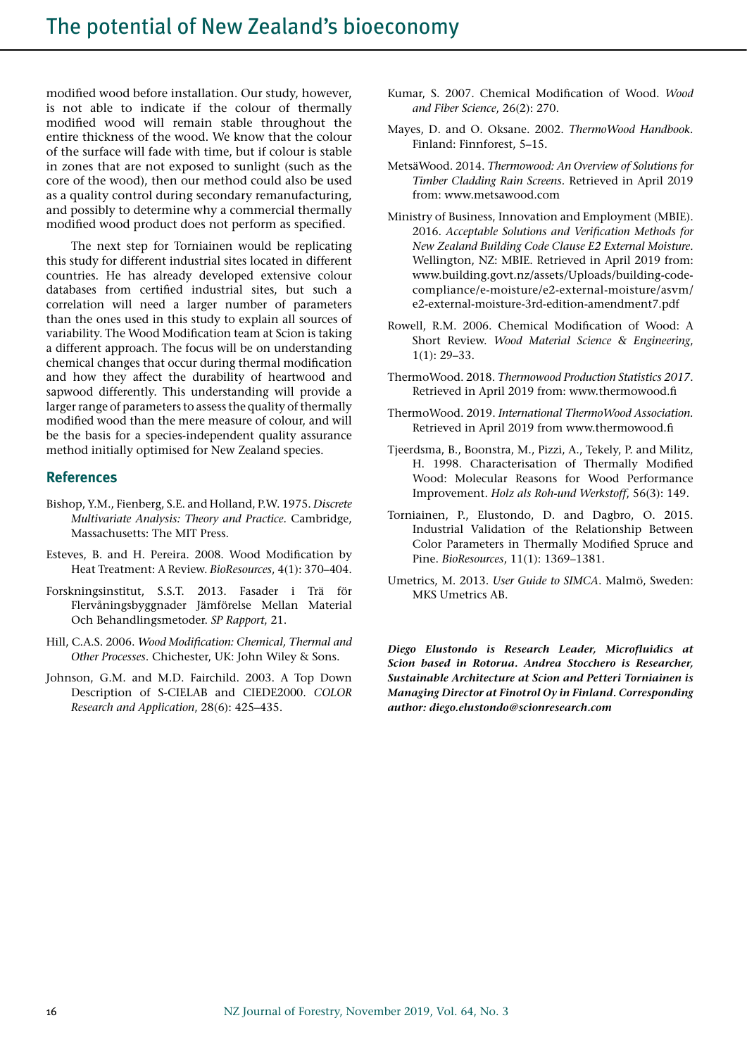modified wood before installation. Our study, however, is not able to indicate if the colour of thermally modified wood will remain stable throughout the entire thickness of the wood. We know that the colour of the surface will fade with time, but if colour is stable in zones that are not exposed to sunlight (such as the core of the wood), then our method could also be used as a quality control during secondary remanufacturing, and possibly to determine why a commercial thermally modified wood product does not perform as specified.

The next step for Torniainen would be replicating this study for different industrial sites located in different countries. He has already developed extensive colour databases from certified industrial sites, but such a correlation will need a larger number of parameters than the ones used in this study to explain all sources of variability. The Wood Modification team at Scion is taking a different approach. The focus will be on understanding chemical changes that occur during thermal modification and how they affect the durability of heartwood and sapwood differently. This understanding will provide a larger range of parameters to assess the quality of thermally modified wood than the mere measure of colour, and will be the basis for a species-independent quality assurance method initially optimised for New Zealand species.

## References

Bishop, Y.M., Fienberg, S.E. and Holland, P.W. 1975. *Discrete Multivariate Analysis: Theory and Practice*. Cambridge, Massachusetts: The MIT Press.

Esteves, B. and H. Pereira. 2008. Wood Modification by Heat Treatment: A Review. *BioResources*, 4(1): 370–404.

Forskningsinstitut, S.S.T. 2013. Fasader i Trä för Flervåningsbyggnader Jämförelse Mellan Material Och Behandlingsmetoder. *SP Rapport*, 21.

Hill, C.A.S. 2006. *Wood Modification: Chemical, Thermal and Other Processes*. Chichester, UK: John Wiley & Sons.

Johnson, G.M. and M.D. Fairchild. 2003. A Top Down Description of S-CIELAB and CIEDE2000. *COLOR Research and Application*, 28(6): 425–435.

Kumar, S. 2007. Chemical Modification of Wood. *Wood and Fiber Science*, 26(2): 270.

Mayes, D. and O. Oksane. 2002. *ThermoWood Handbook*. Finland: Finnforest, 5–15.

MetsäWood. 2014. *Thermowood: An Overview of Solutions for Timber Cladding Rain Screens*. Retrieved in April 2019 from: www.metsawood.com

Ministry of Business, Innovation and Employment (MBIE). 2016. *Acceptable Solutions and Verification Methods for New Zealand Building Code Clause E2 External Moisture*. Wellington, NZ: MBIE. Retrieved in April 2019 from: www.building.govt.nz/assets/Uploads/building-code-compliance/e-moisture/e2-external-moisture/asvm/e2-external-moisture-3rd-edition-amendment7.pdf

Rowell, R.M. 2006. Chemical Modification of Wood: A Short Review. *Wood Material Science & Engineering*, 1(1): 29–33.

ThermoWood. 2018. *Thermowood Production Statistics 2017*. Retrieved in April 2019 from: www.thermowood.fi

ThermoWood. 2019. *International ThermoWood Association*. Retrieved in April 2019 from www.thermowood.fi

Tjeerdsma, B., Boonstra, M., Pizzi, A., Tekely, P. and Militz, H. 1998. Characterisation of Thermally Modified Wood: Molecular Reasons for Wood Performance Improvement. *Holz als Roh-und Werkstoff*, 56(3): 149.

Torniainen, P., Elustondo, D. and Dagbro, O. 2015. Industrial Validation of the Relationship Between Color Parameters in Thermally Modified Spruce and Pine. *BioResources*, 11(1): 1369–1381.

Umetrics, M. 2013. *User Guide to SIMCA*. Malmö, Sweden: MKS Umetrics AB.

***Diego Elustondo is Research Leader, Microfluidics at Scion based in Rotorua. Andrea Stocchero is Researcher, Sustainable Architecture at Scion and Petteri Torniainen is Managing Director at Finotrol Oy in Finland. Corresponding author: diego.elustondo@scionresearch.com***